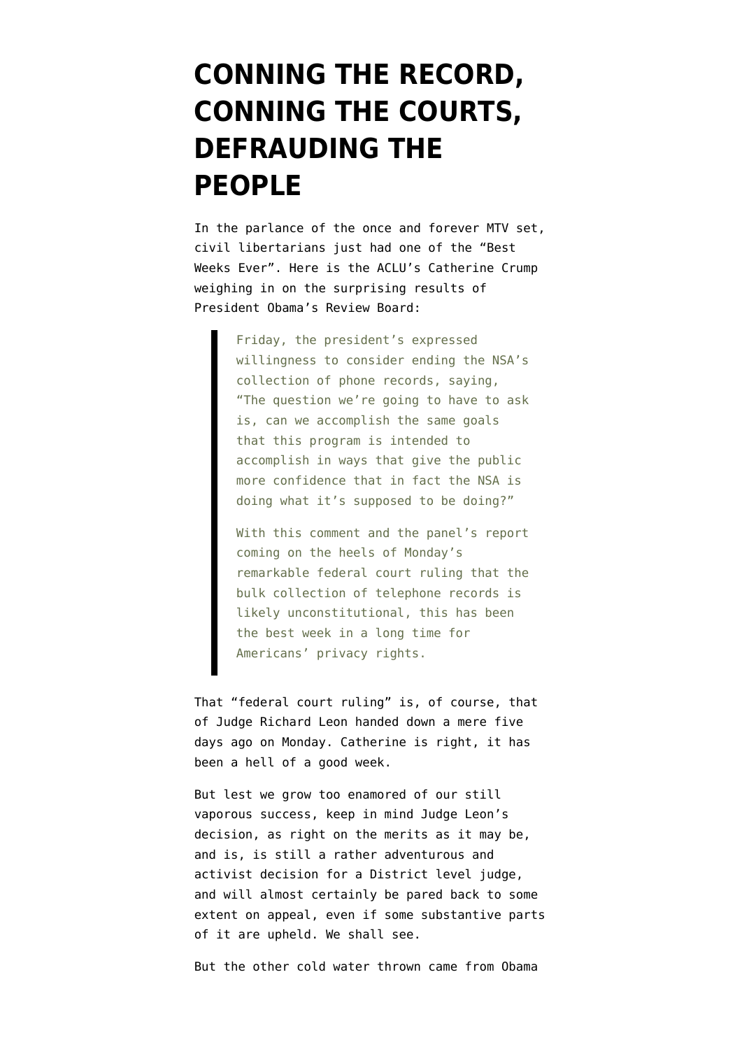# CONNING THE RECORD, CONNING THE COURTS, DEFRAUDING THE PEOPLE

In the parlance of the once and forever MTV set, civil libertarians just had one of the "Best Weeks Ever". Here is the ACLU's Catherine Crump weighing in on the surprising results of President Obama's Review Board:

> Friday, the president's expressed willingness to consider ending the NSA's collection of phone records, saying, "The question we're going to have to ask is, can we accomplish the same goals that this program is intended to accomplish in ways that give the public more confidence that in fact the NSA is doing what it's supposed to be doing?"
>
> With this comment and the panel's report coming on the heels of Monday's remarkable federal court ruling that the bulk collection of telephone records is likely unconstitutional, this has been the best week in a long time for Americans' privacy rights.

That "federal court ruling" is, of course, that of Judge Richard Leon handed down a mere five days ago on Monday. Catherine is right, it has been a hell of a good week.

But lest we grow too enamored of our still vaporous success, keep in mind Judge Leon's decision, as right on the merits as it may be, and is, is still a rather adventurous and activist decision for a District level judge, and will almost certainly be pared back to some extent on appeal, even if some substantive parts of it are upheld. We shall see.

But the other cold water thrown came from Obama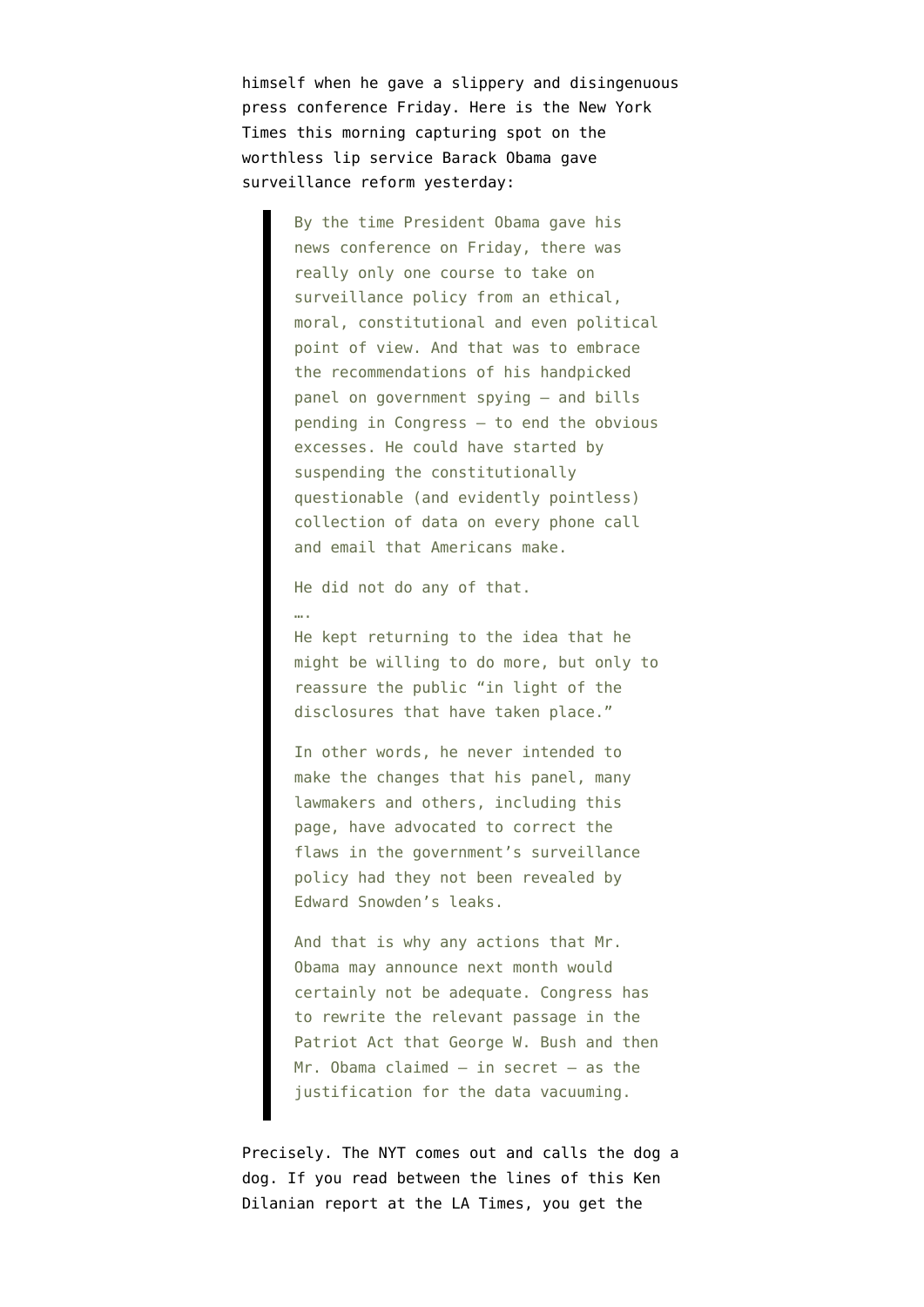himself when he gave a slippery and disingenuous press conference Friday. Here is the New York Times this morning capturing spot on the worthless lip service Barack Obama gave surveillance reform yesterday:

> By the time President Obama gave his news conference on Friday, there was really only one course to take on surveillance policy from an ethical, moral, constitutional and even political point of view. And that was to embrace the recommendations of his handpicked panel on government spying — and bills pending in Congress — to end the obvious excesses. He could have started by suspending the constitutionally questionable (and evidently pointless) collection of data on every phone call and email that Americans make.
>
> He did not do any of that.
>
> ….
>
> He kept returning to the idea that he might be willing to do more, but only to reassure the public "in light of the disclosures that have taken place."
>
> In other words, he never intended to make the changes that his panel, many lawmakers and others, including this page, have advocated to correct the flaws in the government's surveillance policy had they not been revealed by Edward Snowden's leaks.
>
> And that is why any actions that Mr. Obama may announce next month would certainly not be adequate. Congress has to rewrite the relevant passage in the Patriot Act that George W. Bush and then Mr. Obama claimed — in secret — as the justification for the data vacuuming.

Precisely. The NYT comes out and calls the dog a dog. If you read between the lines of this Ken Dilanian report at the LA Times, you get the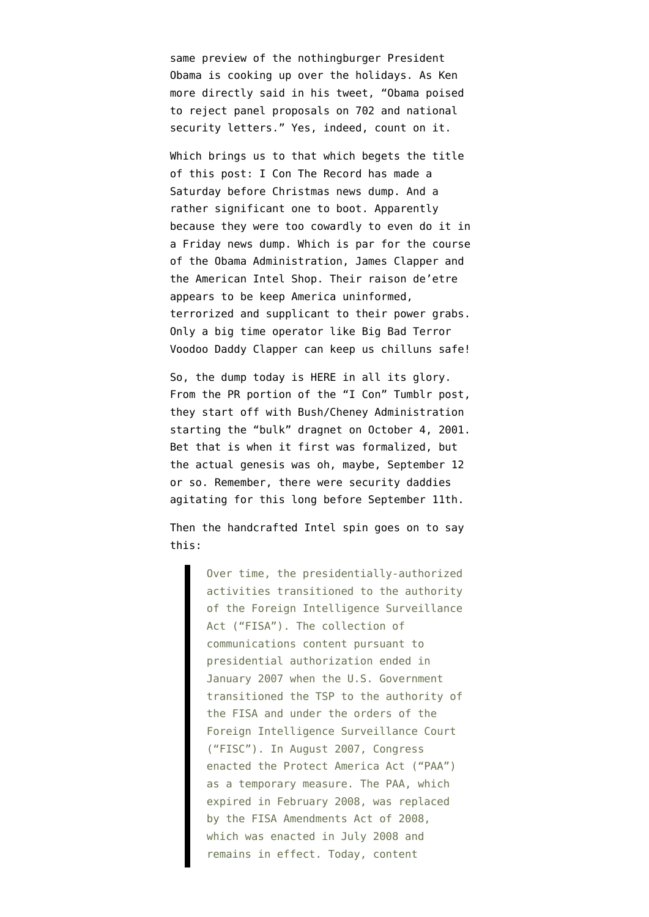same preview of the nothingburger President Obama is cooking up over the holidays. As Ken more directly said in his tweet, "Obama poised to reject panel proposals on 702 and national security letters." Yes, indeed, count on it.

Which brings us to that which begets the title of this post: I Con The Record has made a Saturday before Christmas news dump. And a rather significant one to boot. Apparently because they were too cowardly to even do it in a Friday news dump. Which is par for the course of the Obama Administration, James Clapper and the American Intel Shop. Their raison de'etre appears to be keep America uninformed, terrorized and supplicant to their power grabs. Only a big time operator like Big Bad Terror Voodoo Daddy Clapper can keep us chilluns safe!

So, the dump today is HERE in all its glory. From the PR portion of the "I Con" Tumblr post, they start off with Bush/Cheney Administration starting the "bulk" dragnet on October 4, 2001. Bet that is when it first was formalized, but the actual genesis was oh, maybe, September 12 or so. Remember, there were security daddies agitating for this long before September 11th.

Then the handcrafted Intel spin goes on to say this:

> Over time, the presidentially-authorized activities transitioned to the authority of the Foreign Intelligence Surveillance Act ("FISA"). The collection of communications content pursuant to presidential authorization ended in January 2007 when the U.S. Government transitioned the TSP to the authority of the FISA and under the orders of the Foreign Intelligence Surveillance Court ("FISC"). In August 2007, Congress enacted the Protect America Act ("PAA") as a temporary measure. The PAA, which expired in February 2008, was replaced by the FISA Amendments Act of 2008, which was enacted in July 2008 and remains in effect. Today, content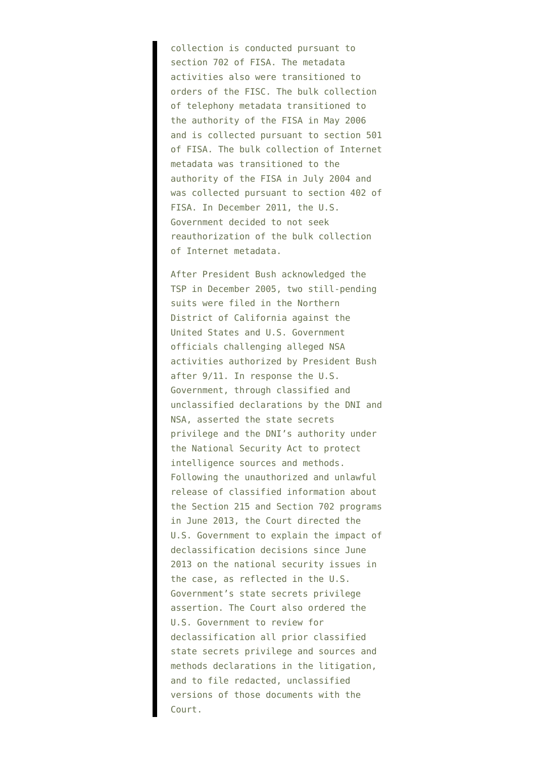> collection is conducted pursuant to section 702 of FISA. The metadata activities also were transitioned to orders of the FISC. The bulk collection of telephony metadata transitioned to the authority of the FISA in May 2006 and is collected pursuant to section 501 of FISA. The bulk collection of Internet metadata was transitioned to the authority of the FISA in July 2004 and was collected pursuant to section 402 of FISA. In December 2011, the U.S. Government decided to not seek reauthorization of the bulk collection of Internet metadata.
>
> After President Bush acknowledged the TSP in December 2005, two still-pending suits were filed in the Northern District of California against the United States and U.S. Government officials challenging alleged NSA activities authorized by President Bush after 9/11. In response the U.S. Government, through classified and unclassified declarations by the DNI and NSA, asserted the state secrets privilege and the DNI's authority under the National Security Act to protect intelligence sources and methods. Following the unauthorized and unlawful release of classified information about the Section 215 and Section 702 programs in June 2013, the Court directed the U.S. Government to explain the impact of declassification decisions since June 2013 on the national security issues in the case, as reflected in the U.S. Government's state secrets privilege assertion. The Court also ordered the U.S. Government to review for declassification all prior classified state secrets privilege and sources and methods declarations in the litigation, and to file redacted, unclassified versions of those documents with the Court.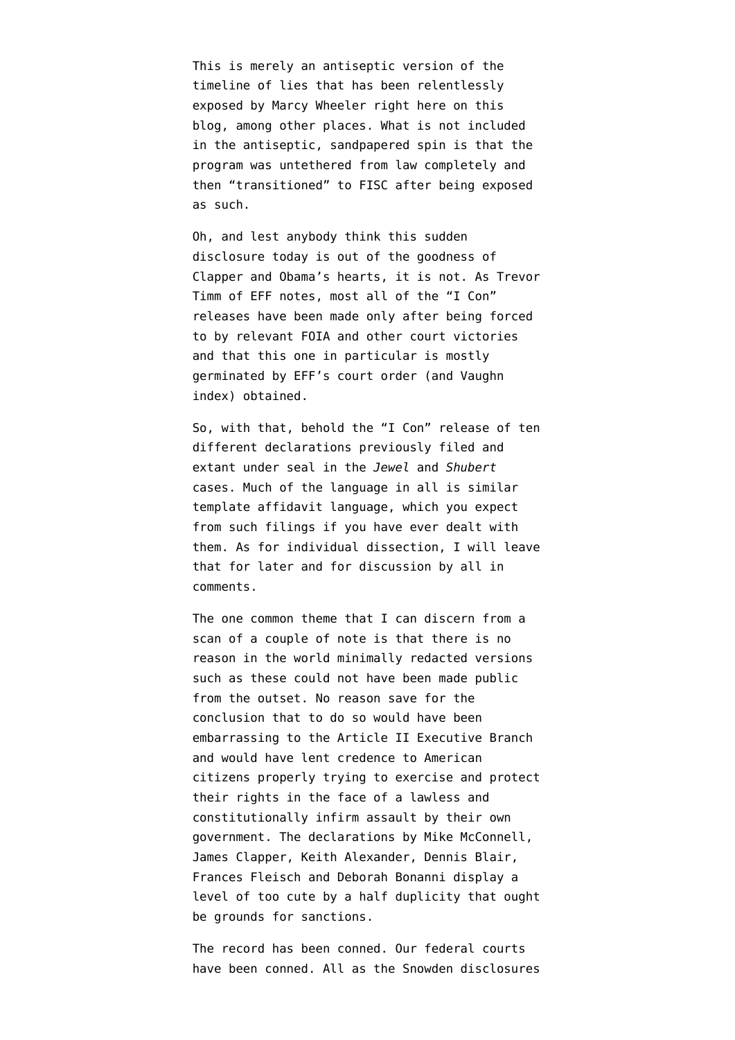This is merely an antiseptic version of the timeline of lies that has been relentlessly exposed by Marcy Wheeler right here on this blog, among other places. What is not included in the antiseptic, sandpapered spin is that the program was untethered from law completely and then "transitioned" to FISC after being exposed as such.

Oh, and lest anybody think this sudden disclosure today is out of the goodness of Clapper and Obama's hearts, it is not. As Trevor Timm of EFF notes, most all of the "I Con" releases have been made only after being forced to by relevant FOIA and other court victories and that this one in particular is mostly germinated by EFF's court order (and Vaughn index) obtained.

So, with that, behold the "I Con" release of ten different declarations previously filed and extant under seal in the *Jewel* and *Shubert* cases. Much of the language in all is similar template affidavit language, which you expect from such filings if you have ever dealt with them. As for individual dissection, I will leave that for later and for discussion by all in comments.

The one common theme that I can discern from a scan of a couple of note is that there is no reason in the world minimally redacted versions such as these could not have been made public from the outset. No reason save for the conclusion that to do so would have been embarrassing to the Article II Executive Branch and would have lent credence to American citizens properly trying to exercise and protect their rights in the face of a lawless and constitutionally infirm assault by their own government. The declarations by Mike McConnell, James Clapper, Keith Alexander, Dennis Blair, Frances Fleisch and Deborah Bonanni display a level of too cute by a half duplicity that ought be grounds for sanctions.

The record has been conned. Our federal courts have been conned. All as the Snowden disclosures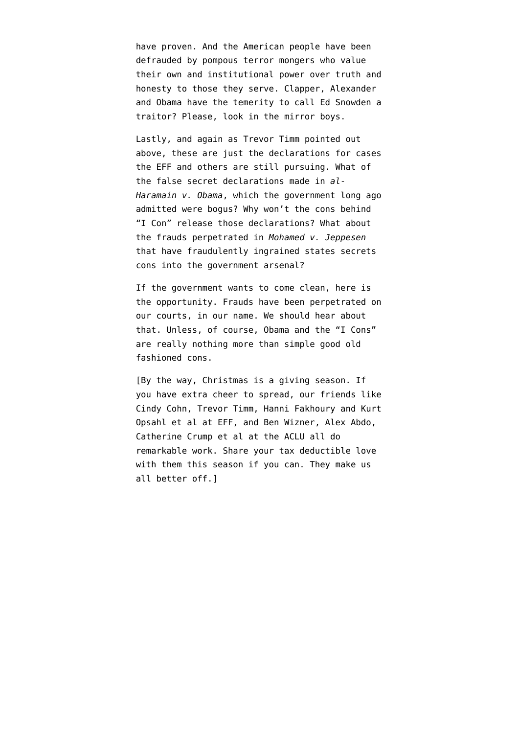have proven. And the American people have been defrauded by pompous terror mongers who value their own and institutional power over truth and honesty to those they serve. Clapper, Alexander and Obama have the temerity to call Ed Snowden a traitor? Please, look in the mirror boys.

Lastly, and again as Trevor Timm pointed out above, these are just the declarations for cases the EFF and others are still pursuing. What of the false secret declarations made in *al-Haramain v. Obama*, which the government long ago admitted were bogus? Why won't the cons behind "I Con" release those declarations? What about the frauds perpetrated in *Mohamed v. Jeppesen* that have fraudulently ingrained states secrets cons into the government arsenal?

If the government wants to come clean, here is the opportunity. Frauds have been perpetrated on our courts, in our name. We should hear about that. Unless, of course, Obama and the "I Cons" are really nothing more than simple good old fashioned cons.

[By the way, Christmas is a giving season. If you have extra cheer to spread, our friends like Cindy Cohn, Trevor Timm, Hanni Fakhoury and Kurt Opsahl et al at EFF, and Ben Wizner, Alex Abdo, Catherine Crump et al at the ACLU all do remarkable work. Share your tax deductible love with them this season if you can. They make us all better off.]